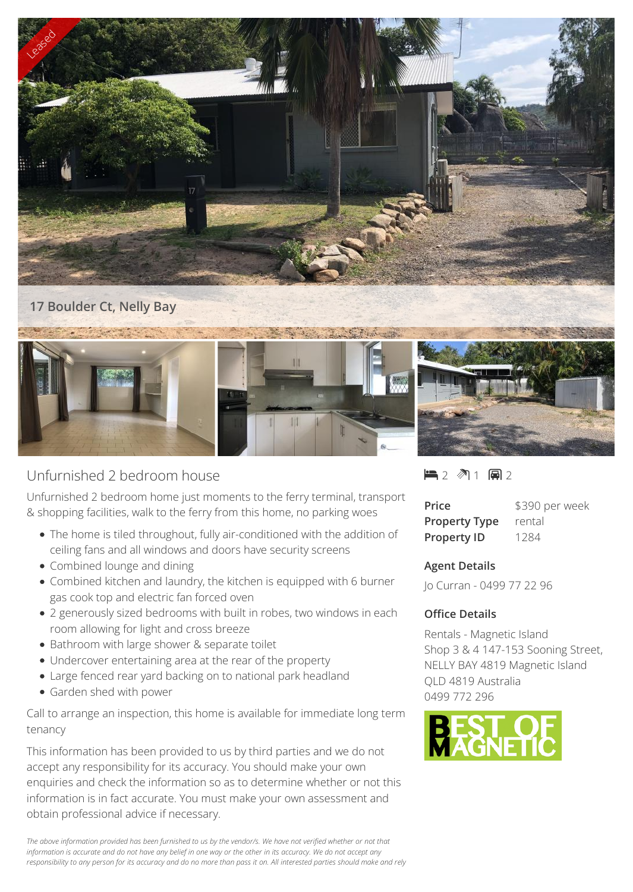17 Boulder Ct, Nelly Bay

## Unfurnished 2 bedroom house

2 1 2

| | |
|---|---|
| **Price** | $390 per week |
| **Property Type** | rental |
| **Property ID** | 1284 |

Unfurnished 2 bedroom home just moments to the ferry terminal, transport & shopping facilities, walk to the ferry from this home, no parking woes

- The home is tiled throughout, fully air-conditioned with the addition of ceiling fans and all windows and doors have security screens
- Combined lounge and dining
- Combined kitchen and laundry, the kitchen is equipped with 6 burner gas cook top and electric fan forced oven
- 2 generously sized bedrooms with built in robes, two windows in each room allowing for light and cross breeze
- Bathroom with large shower & separate toilet
- Undercover entertaining area at the rear of the property
- Large fenced rear yard backing on to national park headland
- Garden shed with power

Call to arrange an inspection, this home is available for immediate long term tenancy

This information has been provided to us by third parties and we do not accept any responsibility for its accuracy. You should make your own enquiries and check the information so as to determine whether or not this information is in fact accurate. You must make your own assessment and obtain professional advice if necessary.

### Agent Details

Jo Curran - 0499 77 22 96

### Office Details

Rentals - Magnetic Island
Shop 3 & 4 147-153 Sooning Street,
NELLY BAY 4819 Magnetic Island
QLD 4819 Australia
0499 772 296

*The above information provided has been furnished to us by the vendor/s. We have not verified whether or not that information is accurate and do not have any belief in one way or the other in its accuracy. We do not accept any responsibility to any person for its accuracy and do no more than pass it on. All interested parties should make and rely*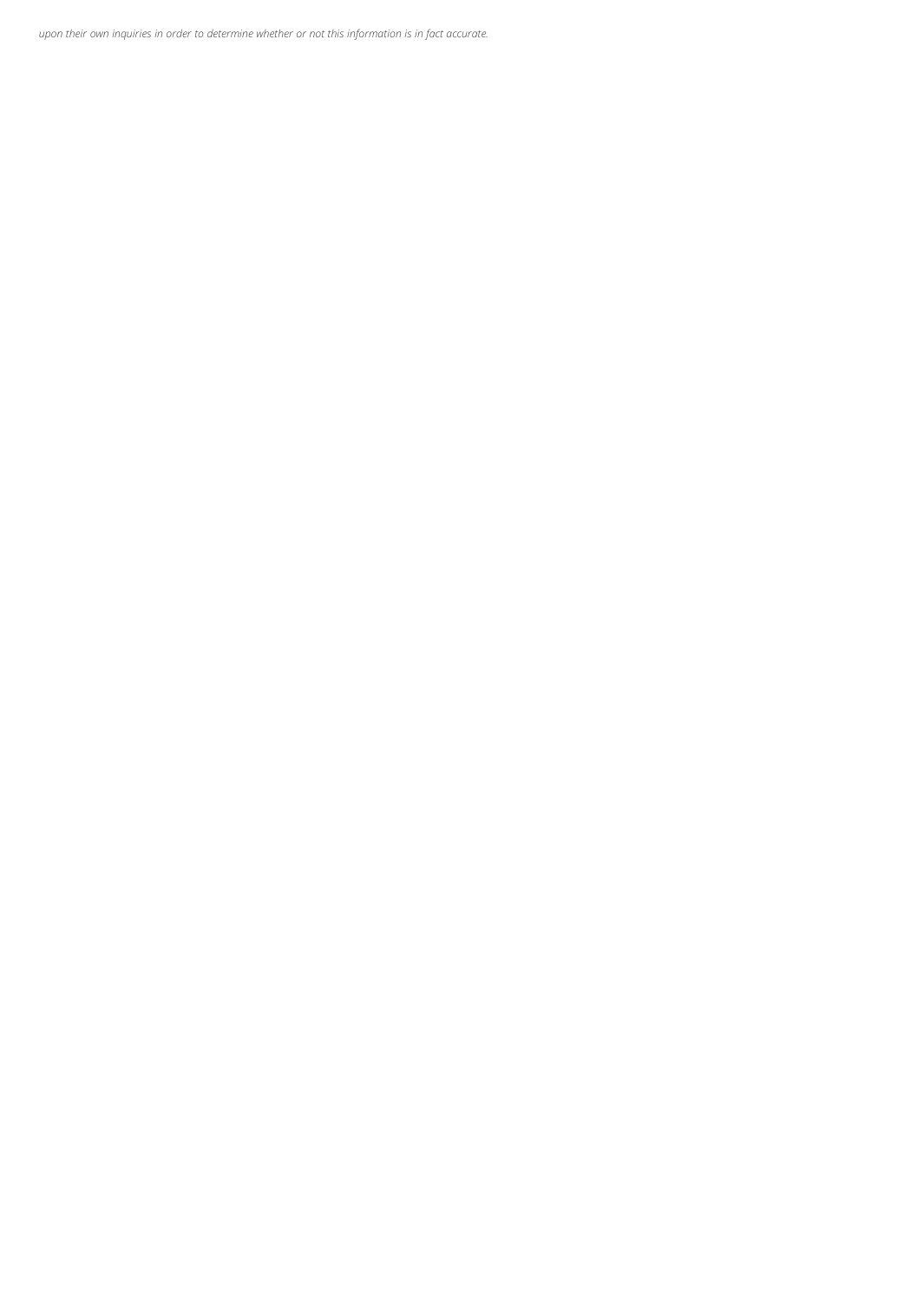*upon their own inquiries in order to determine whether or not this information is in fact accurate.*